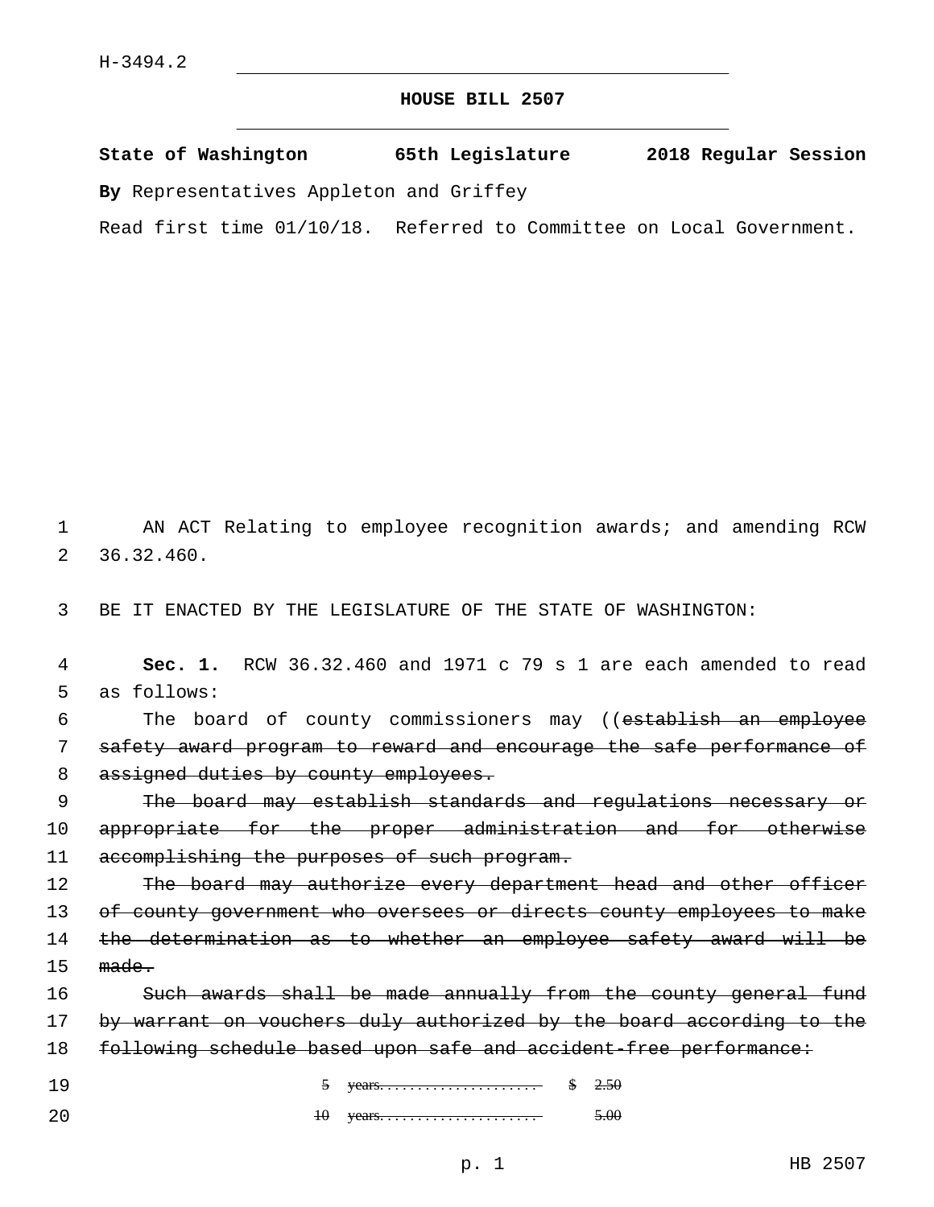H-3494.2

# HOUSE BILL 2507

**State of Washington 65th Legislature 2018 Regular Session**

**By** Representatives Appleton and Griffey

Read first time 01/10/18. Referred to Committee on Local Government.

AN ACT Relating to employee recognition awards; and amending RCW 36.32.460.

BE IT ENACTED BY THE LEGISLATURE OF THE STATE OF WASHINGTON:

**Sec. 1.** RCW 36.32.460 and 1971 c 79 s 1 are each amended to read as follows:

The board of county commissioners may ((~~establish an employee safety award program to reward and encourage the safe performance of assigned duties by county employees.~~

~~The board may establish standards and regulations necessary or appropriate for the proper administration and for otherwise accomplishing the purposes of such program.~~

~~The board may authorize every department head and other officer of county government who oversees or directs county employees to make the determination as to whether an employee safety award will be made.~~

~~Such awards shall be made annually from the county general fund by warrant on vouchers duly authorized by the board according to the following schedule based upon safe and accident-free performance:~~

| | | |
|---|---|---|
| ~~5~~ | ~~years......................~~ | ~~$ 2.50~~ |
| ~~10~~ | ~~years......................~~ | ~~5.00~~ |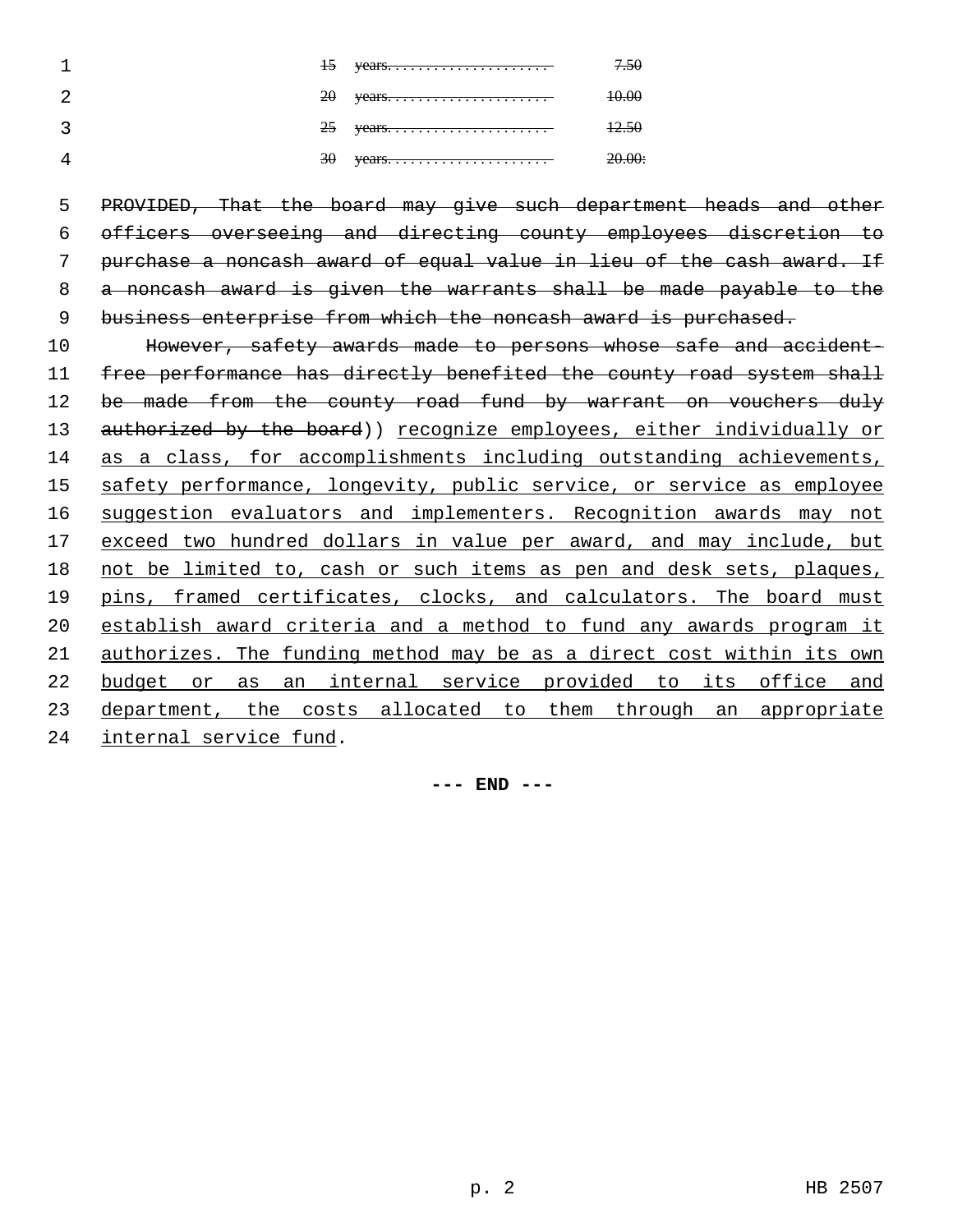| | | |
|---|---|---|
| ~~15~~ | ~~years.....................~~ | ~~7.50~~ |
| ~~20~~ | ~~years.....................~~ | ~~10.00~~ |
| ~~25~~ | ~~years.....................~~ | ~~12.50~~ |
| ~~30~~ | ~~years.....................~~ | ~~20.00:~~ |

~~PROVIDED, That the board may give such department heads and other officers overseeing and directing county employees discretion to purchase a noncash award of equal value in lieu of the cash award. If a noncash award is given the warrants shall be made payable to the business enterprise from which the noncash award is purchased.~~

~~However, safety awards made to persons whose safe and accident-free performance has directly benefited the county road system shall be made from the county road fund by warrant on vouchers duly authorized by the board~~)) <u>recognize employees, either individually or as a class, for accomplishments including outstanding achievements, safety performance, longevity, public service, or service as employee suggestion evaluators and implementers. Recognition awards may not exceed two hundred dollars in value per award, and may include, but not be limited to, cash or such items as pen and desk sets, plaques, pins, framed certificates, clocks, and calculators. The board must establish award criteria and a method to fund any awards program it authorizes. The funding method may be as a direct cost within its own budget or as an internal service provided to its office and department, the costs allocated to them through an appropriate internal service fund</u>.

**--- END ---**